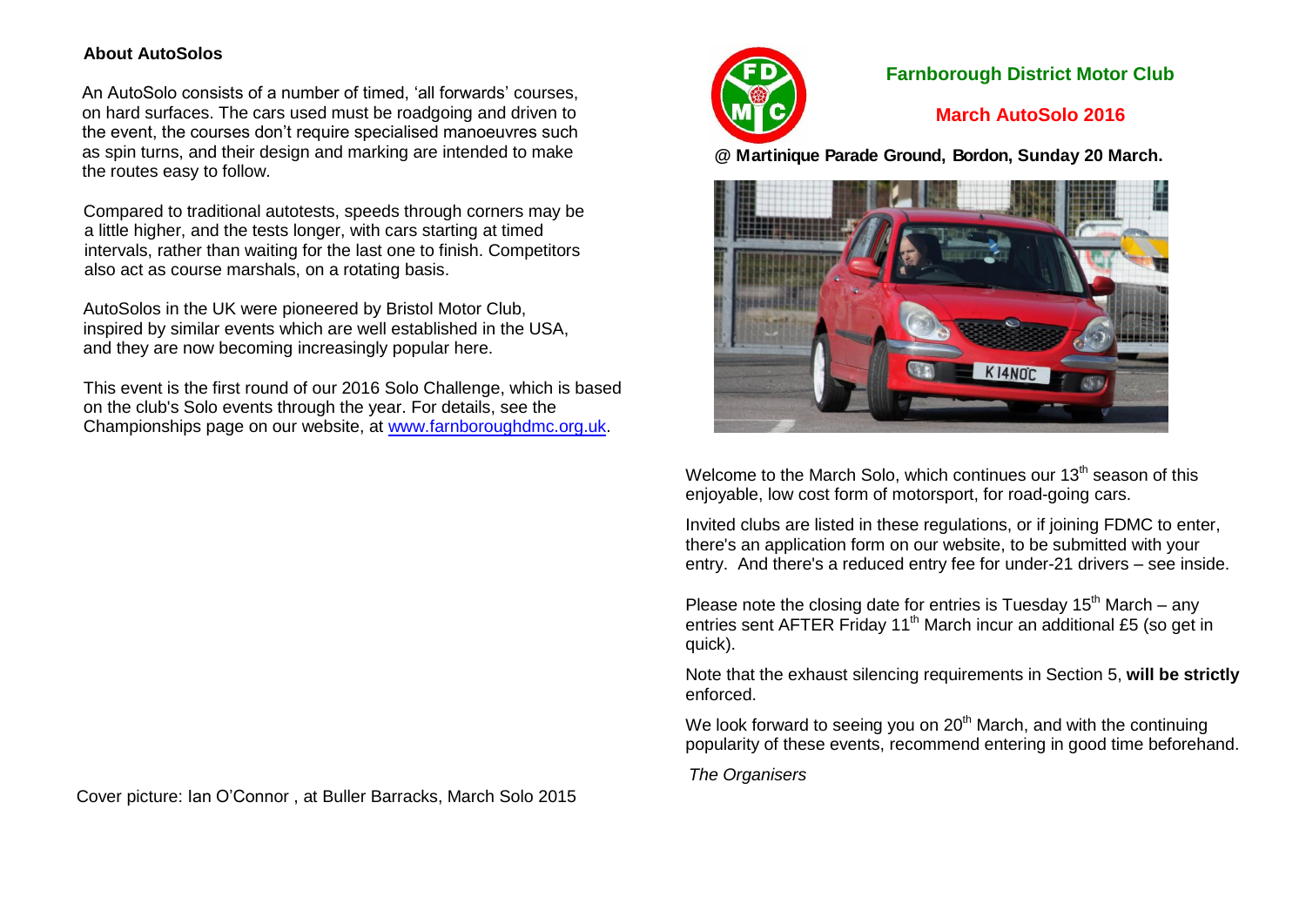## About AutoSolos

An AutoSolo consists of a number of timed, 'all forwards' courses, on hard surfaces. The cars used must be roadgoing and driven to the event, the courses don't require specialised manoeuvres such as spin turns, and their design and marking are intended to make the routes easy to follow.

Compared to traditional autotests, speeds through corners may be a little higher, and the tests longer, with cars starting at timed intervals, rather than waiting for the last one to finish. Competitors also act as course marshals, on a rotating basis.

AutoSolos in the UK were pioneered by Bristol Motor Club, inspired by similar events which are well established in the USA, and they are now becoming increasingly popular here.

This event is the first round of our 2016 Solo Challenge, which is based on the club's Solo events through the year. For details, see the Championships page on our website, at www.farnboroughdmc.org.uk.

Cover picture: Ian O'Connor , at Buller Barracks, March Solo 2015

# Farnborough District Motor Club

## March AutoSolo 2016

**@ Martinique Parade Ground, Bordon, Sunday 20 March.**

Welcome to the March Solo, which continues our 13th season of this enjoyable, low cost form of motorsport, for road-going cars.

Invited clubs are listed in these regulations, or if joining FDMC to enter, there's an application form on our website, to be submitted with your entry. And there's a reduced entry fee for under-21 drivers – see inside.

Please note the closing date for entries is Tuesday 15th March – any entries sent AFTER Friday 11th March incur an additional £5 (so get in quick).

Note that the exhaust silencing requirements in Section 5, **will be strictly** enforced.

We look forward to seeing you on 20th March, and with the continuing popularity of these events, recommend entering in good time beforehand.

*The Organisers*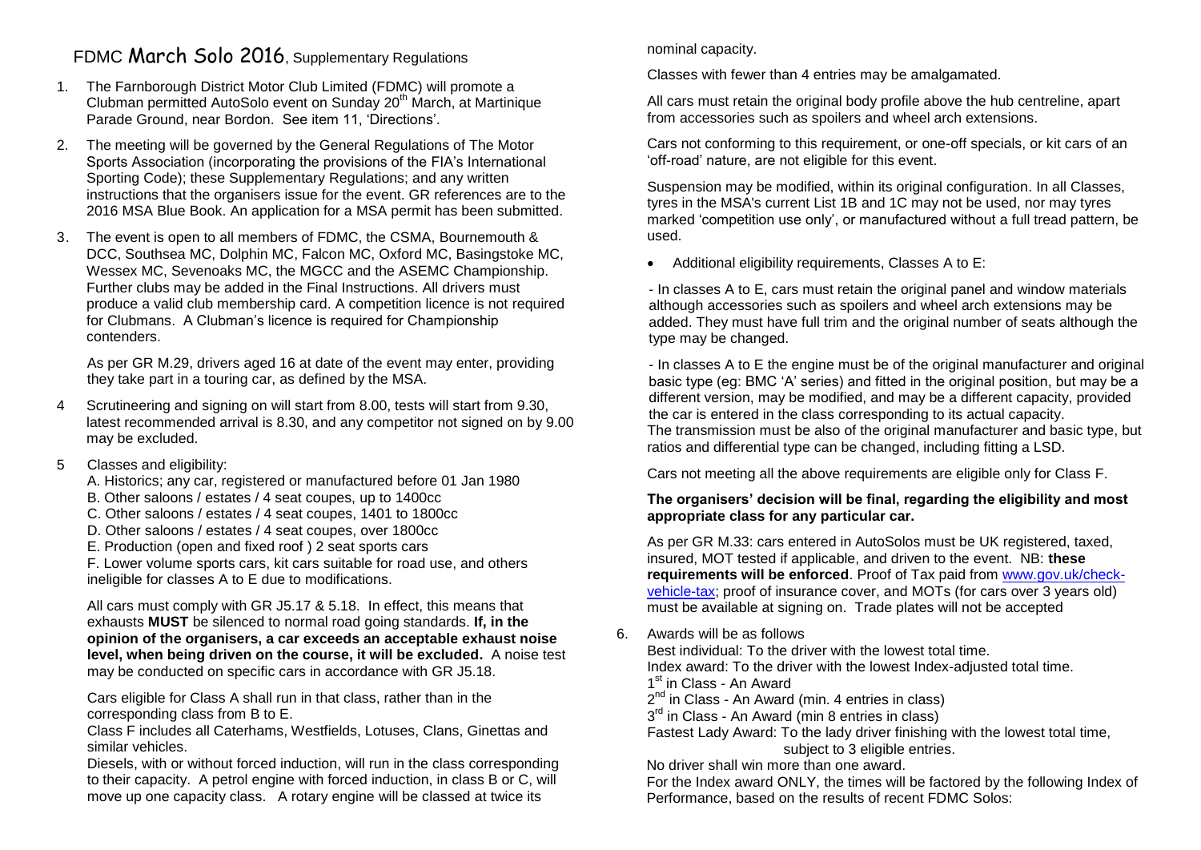# FDMC March Solo 2016, Supplementary Regulations

1. The Farnborough District Motor Club Limited (FDMC) will promote a Clubman permitted AutoSolo event on Sunday 20th March, at Martinique Parade Ground, near Bordon. See item 11, 'Directions'.

2. The meeting will be governed by the General Regulations of The Motor Sports Association (incorporating the provisions of the FIA's International Sporting Code); these Supplementary Regulations; and any written instructions that the organisers issue for the event. GR references are to the 2016 MSA Blue Book. An application for a MSA permit has been submitted.

3. The event is open to all members of FDMC, the CSMA, Bournemouth & DCC, Southsea MC, Dolphin MC, Falcon MC, Oxford MC, Basingstoke MC, Wessex MC, Sevenoaks MC, the MGCC and the ASEMC Championship. Further clubs may be added in the Final Instructions. All drivers must produce a valid club membership card. A competition licence is not required for Clubmans. A Clubman's licence is required for Championship contenders.

   As per GR M.29, drivers aged 16 at date of the event may enter, providing they take part in a touring car, as defined by the MSA.

4. Scrutineering and signing on will start from 8.00, tests will start from 9.30, latest recommended arrival is 8.30, and any competitor not signed on by 9.00 may be excluded.

5. Classes and eligibility:

   A. Historics; any car, registered or manufactured before 01 Jan 1980
   B. Other saloons / estates / 4 seat coupes, up to 1400cc
   C. Other saloons / estates / 4 seat coupes, 1401 to 1800cc
   D. Other saloons / estates / 4 seat coupes, over 1800cc
   E. Production (open and fixed roof ) 2 seat sports cars
   F. Lower volume sports cars, kit cars suitable for road use, and others ineligible for classes A to E due to modifications.

   All cars must comply with GR J5.17 & 5.18. In effect, this means that exhausts **MUST** be silenced to normal road going standards. **If, in the opinion of the organisers, a car exceeds an acceptable exhaust noise level, when being driven on the course, it will be excluded.** A noise test may be conducted on specific cars in accordance with GR J5.18.

   Cars eligible for Class A shall run in that class, rather than in the corresponding class from B to E.

   Class F includes all Caterhams, Westfields, Lotuses, Clans, Ginettas and similar vehicles.

   Diesels, with or without forced induction, will run in the class corresponding to their capacity. A petrol engine with forced induction, in class B or C, will move up one capacity class. A rotary engine will be classed at twice its nominal capacity.

   Classes with fewer than 4 entries may be amalgamated.

   All cars must retain the original body profile above the hub centreline, apart from accessories such as spoilers and wheel arch extensions.

   Cars not conforming to this requirement, or one-off specials, or kit cars of an 'off-road' nature, are not eligible for this event.

   Suspension may be modified, within its original configuration. In all Classes, tyres in the MSA's current List 1B and 1C may not be used, nor may tyres marked 'competition use only', or manufactured without a full tread pattern, be used.

   - Additional eligibility requirements, Classes A to E:

   - In classes A to E, cars must retain the original panel and window materials although accessories such as spoilers and wheel arch extensions may be added. They must have full trim and the original number of seats although the type may be changed.

   - In classes A to E the engine must be of the original manufacturer and original basic type (eg: BMC 'A' series) and fitted in the original position, but may be a different version, may be modified, and may be a different capacity, provided the car is entered in the class corresponding to its actual capacity. The transmission must be also of the original manufacturer and basic type, but ratios and differential type can be changed, including fitting a LSD.

   Cars not meeting all the above requirements are eligible only for Class F.

   **The organisers' decision will be final, regarding the eligibility and most appropriate class for any particular car.**

   As per GR M.33: cars entered in AutoSolos must be UK registered, taxed, insured, MOT tested if applicable, and driven to the event. NB: **these requirements will be enforced**. Proof of Tax paid from www.gov.uk/check-vehicle-tax; proof of insurance cover, and MOTs (for cars over 3 years old) must be available at signing on. Trade plates will not be accepted

6. Awards will be as follows

   Best individual: To the driver with the lowest total time.
   Index award: To the driver with the lowest Index-adjusted total time.
   1st in Class - An Award
   2nd in Class - An Award (min. 4 entries in class)
   3rd in Class - An Award (min 8 entries in class)
   Fastest Lady Award: To the lady driver finishing with the lowest total time, subject to 3 eligible entries.
   No driver shall win more than one award.
   For the Index award ONLY, the times will be factored by the following Index of Performance, based on the results of recent FDMC Solos: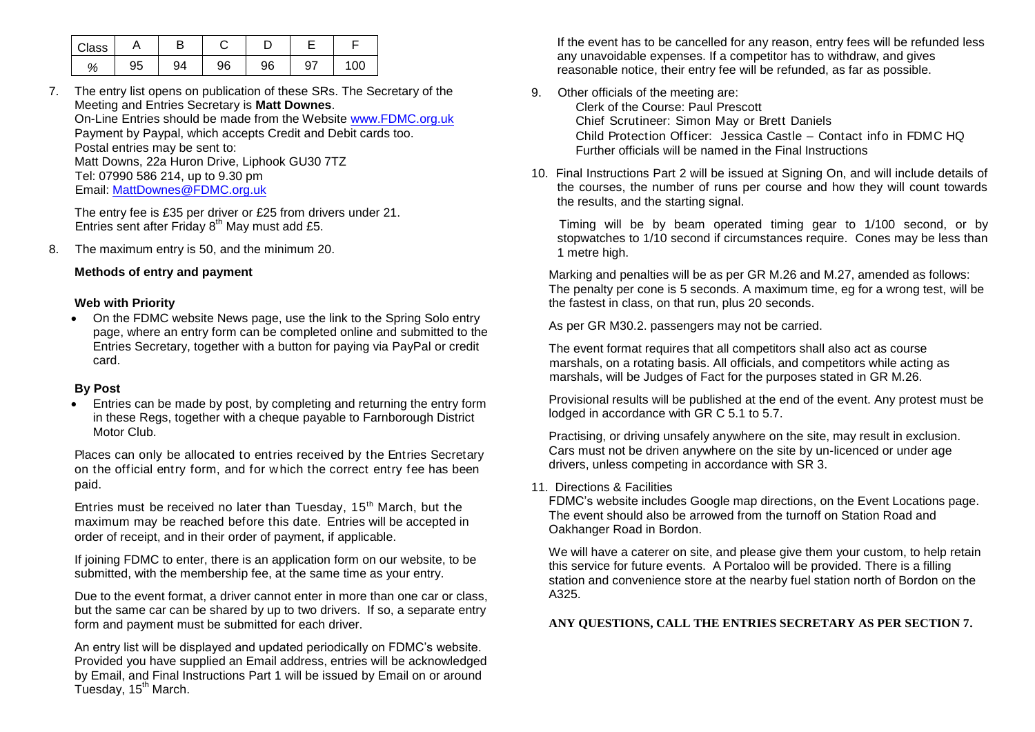| Class | A | B | C | D | E | F |
|---|---|---|---|---|---|---|
| % | 95 | 94 | 96 | 96 | 97 | 100 |

7. The entry list opens on publication of these SRs. The Secretary of the Meeting and Entries Secretary is **Matt Downes**.
   On-Line Entries should be made from the Website [www.FDMC.org.uk](http://www.FDMC.org.uk)
   Payment by Paypal, which accepts Credit and Debit cards too.
   Postal entries may be sent to:
   Matt Downs, 22a Huron Drive, Liphook GU30 7TZ
   Tel: 07990 586 214, up to 9.30 pm
   Email: [MattDownes@FDMC.org.uk](mailto:MattDownes@FDMC.org.uk)

   The entry fee is £35 per driver or £25 from drivers under 21.
   Entries sent after Friday 8th May must add £5.

8. The maximum entry is 50, and the minimum 20.

   **Methods of entry and payment**

   **Web with Priority**

   - On the FDMC website News page, use the link to the Spring Solo entry page, where an entry form can be completed online and submitted to the Entries Secretary, together with a button for paying via PayPal or credit card.

   **By Post**

   - Entries can be made by post, by completing and returning the entry form in these Regs, together with a cheque payable to Farnborough District Motor Club.

   Places can only be allocated to entries received by the Entries Secretary on the official entry form, and for which the correct entry fee has been paid.

   Entries must be received no later than Tuesday, 15th March, but the maximum may be reached before this date. Entries will be accepted in order of receipt, and in their order of payment, if applicable.

   If joining FDMC to enter, there is an application form on our website, to be submitted, with the membership fee, at the same time as your entry.

   Due to the event format, a driver cannot enter in more than one car or class, but the same car can be shared by up to two drivers. If so, a separate entry form and payment must be submitted for each driver.

   An entry list will be displayed and updated periodically on FDMC's website. Provided you have supplied an Email address, entries will be acknowledged by Email, and Final Instructions Part 1 will be issued by Email on or around Tuesday, 15th March.

   If the event has to be cancelled for any reason, entry fees will be refunded less any unavoidable expenses. If a competitor has to withdraw, and gives reasonable notice, their entry fee will be refunded, as far as possible.

9. Other officials of the meeting are:
   Clerk of the Course: Paul Prescott
   Chief Scrutineer: Simon May or Brett Daniels
   Child Protection Officer: Jessica Castle – Contact info in FDMC HQ
   Further officials will be named in the Final Instructions

10. Final Instructions Part 2 will be issued at Signing On, and will include details of the courses, the number of runs per course and how they will count towards the results, and the starting signal.

    Timing will be by beam operated timing gear to 1/100 second, or by stopwatches to 1/10 second if circumstances require. Cones may be less than 1 metre high.

    Marking and penalties will be as per GR M.26 and M.27, amended as follows: The penalty per cone is 5 seconds. A maximum time, eg for a wrong test, will be the fastest in class, on that run, plus 20 seconds.

    As per GR M30.2. passengers may not be carried.

    The event format requires that all competitors shall also act as course marshals, on a rotating basis. All officials, and competitors while acting as marshals, will be Judges of Fact for the purposes stated in GR M.26.

    Provisional results will be published at the end of the event. Any protest must be lodged in accordance with GR C 5.1 to 5.7.

    Practising, or driving unsafely anywhere on the site, may result in exclusion. Cars must not be driven anywhere on the site by un-licenced or under age drivers, unless competing in accordance with SR 3.

11. Directions & Facilities
    FDMC's website includes Google map directions, on the Event Locations page. The event should also be arrowed from the turnoff on Station Road and Oakhanger Road in Bordon.

    We will have a caterer on site, and please give them your custom, to help retain this service for future events. A Portaloo will be provided. There is a filling station and convenience store at the nearby fuel station north of Bordon on the A325.

**ANY QUESTIONS, CALL THE ENTRIES SECRETARY AS PER SECTION 7.**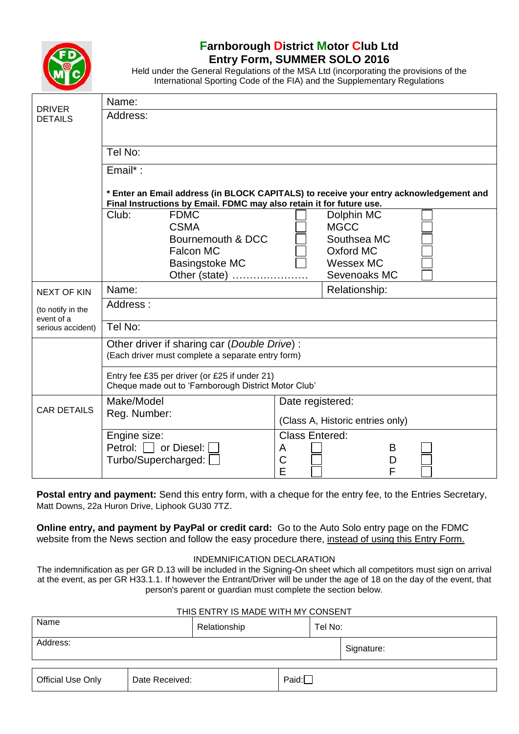# Farnborough District Motor Club Ltd

## Entry Form, SUMMER SOLO 2016

Held under the General Regulations of the MSA Ltd (incorporating the provisions of the International Sporting Code of the FIA) and the Supplementary Regulations

| | | | | |
|---|---|---|---|---|
| DRIVER DETAILS | Name: | | | |
| | Address: | | | |
| | Tel No: | | | |
| | Email* : **\* Enter an Email address (in BLOCK CAPITALS) to receive your entry acknowledgement and Final Instructions by Email. FDMC may also retain it for future use.** | | | |
| | Club: | FDMC ☐<br>CSMA ☐<br>Bournemouth & DCC ☐<br>Falcon MC ☐<br>Basingstoke MC ☐<br>Other (state) ………………… | Dolphin MC ☐<br>MGCC ☐<br>Southsea MC ☐<br>Oxford MC ☐<br>Wessex MC ☐<br>Sevenoaks MC ☐ | |
| NEXT OF KIN<br>(to notify in the event of a serious accident) | Name: | | Relationship: | |
| | Address : | | | |
| | Tel No: | | | |
| | Other driver if sharing car (*Double Drive*) :<br>(Each driver must complete a separate entry form) | | | |
| | Entry fee £35 per driver (or £25 if under 21)<br>Cheque made out to 'Farnborough District Motor Club' | | | |
| CAR DETAILS | Make/Model<br>Reg. Number: | | Date registered:<br>(Class A, Historic entries only) | |
| | Engine size:<br>Petrol: ☐ or Diesel: ☐<br>Turbo/Supercharged: ☐ | | Class Entered:<br>A ☐ &nbsp; B ☐<br>C ☐ &nbsp; D ☐<br>E ☐ &nbsp; F ☐ | |

**Postal entry and payment:** Send this entry form, with a cheque for the entry fee, to the Entries Secretary, Matt Downs, 22a Huron Drive, Liphook GU30 7TZ.

**Online entry, and payment by PayPal or credit card:** Go to the Auto Solo entry page on the FDMC website from the News section and follow the easy procedure there, instead of using this Entry Form.

INDEMNIFICATION DECLARATION

The indemnification as per GR D.13 will be included in the Signing-On sheet which all competitors must sign on arrival at the event, as per GR H33.1.1. If however the Entrant/Driver will be under the age of 18 on the day of the event, that person's parent or guardian must complete the section below.

THIS ENTRY IS MADE WITH MY CONSENT

| | | |
|---|---|---|
| Name | Relationship | Tel No: |
| Address: | | Signature: |

| | | |
|---|---|---|
| Official Use Only | Date Received: | Paid: ☐ |